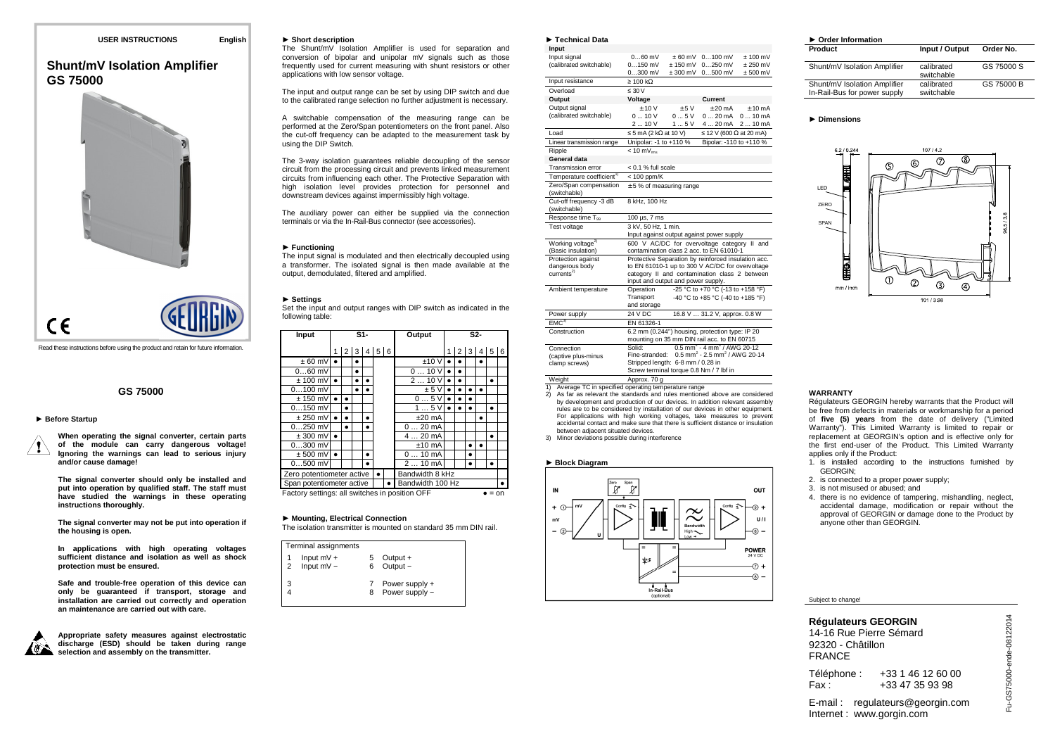USER INSTRUCTIONS English

# Shunt/mV Isolation Amplifier GS 75000

Read these instructions before using the product and retain for future information.

## GS 75000

### ► Before Startup

**When operating the signal converter, certain parts of the module can carry dangerous voltage! Ignoring the warnings can lead to serious injury and/or cause damage!**

**The signal converter should only be installed and put into operation by qualified staff. The staff must have studied the warnings in these operating instructions thoroughly.**

**The signal converter may not be put into operation if the housing is open.**

**In applications with high operating voltages sufficient distance and isolation as well as shock protection must be ensured.**

**Safe and trouble-free operation of this device can only be guaranteed if transport, storage and installation are carried out correctly and operation an maintenance are carried out with care.**

**Appropriate safety measures against electrostatic discharge (ESD) should be taken during range selection and assembly on the transmitter.**

### ► Short description

The Shunt/mV Isolation Amplifier is used for separation and conversion of bipolar and unipolar mV signals such as those frequently used for current measuring with shunt resistors or other applications with low sensor voltage.

The input and output range can be set by using DIP switch and due to the calibrated range selection no further adjustment is necessary.

A switchable compensation of the measuring range can be performed at the Zero/Span potentiometers on the front panel. Also the cut-off frequency can be adapted to the measurement task by using the DIP Switch.

The 3-way isolation guarantees reliable decoupling of the sensor circuit from the processing circuit and prevents linked measurement circuits from influencing each other. The Protective Separation with high isolation level provides protection for personnel and downstream devices against impermissibly high voltage.

The auxiliary power can either be supplied via the connection terminals or via the In-Rail-Bus connector (see accessories).

### ► Functioning

The input signal is modulated and then electrically decoupled using a transformer. The isolated signal is then made available at the output, demodulated, filtered and amplified.

### ► Settings

Set the input and output ranges with DIP switch as indicated in the following table:

| Input | S1-1 | S1-2 | S1-3 | S1-4 | S1-5 | S1-6 | Output | S2-1 | S2-2 | S2-3 | S2-4 | S2-5 | S2-6 |
|---|---|---|---|---|---|---|---|---|---|---|---|---|---|
| ± 60 mV | ● | | ● | | | | ±10 V | ● | ● | | ● | | |
| 0…60 mV | | | ● | | | | 0 … 10 V | ● | ● | | | | |
| ± 100 mV | ● | | ● | ● | | | 2 … 10 V | ● | ● | | | ● | |
| 0…100 mV | | | ● | ● | | | ± 5 V | ● | ● | ● | ● | | |
| ± 150 mV | ● | ● | | | | | 0 … 5 V | ● | ● | ● | | | |
| 0…150 mV | | ● | | | | | 1 … 5 V | ● | ● | ● | | ● | |
| ± 250 mV | ● | ● | | ● | | | ±20 mA | | | | ● | | |
| 0…250 mV | | ● | | ● | | | 0 … 20 mA | | | | | | |
| ± 300 mV | ● | | | | | | 4 … 20 mA | | | | | ● | |
| 0…300 mV | | | | | | | ±10 mA | | | ● | ● | | |
| ± 500 mV | ● | | | ● | | | 0 … 10 mA | | | ● | | | |
| 0…500 mV | | | | ● | | | 2 … 10 mA | | | ● | | ● | |
| Zero potentiometer active | | | | | ● | | Bandwidth 8 kHz | | | | | | |
| Span potentiometer active | | | | | | ● | Bandwidth 100 Hz | | | | | | ● |

Factory settings: all switches in position OFF ● = on

### ► Mounting, Electrical Connection

The isolation transmitter is mounted on standard 35 mm DIN rail.

| Terminal assignments | |
|---|---|
| 1 Input mV + | 5 Output + |
| 2 Input mV − | 6 Output − |
| 3 | 7 Power supply + |
| 4 | 8 Power supply − |

### ► Technical Data

| | |
|---|---|
| **Input** | |
| Input signal (calibrated switchable) | 0…60 mV; ± 60 mV; 0…100 mV; ± 100 mV; 0…150 mV; ± 150 mV; 0…250 mV; ± 250 mV; 0…300 mV; ± 300 mV; 0…500 mV; ± 500 mV |
| Input resistance | ≥ 100 kΩ |
| Overload | ≤ 30 V |
| **Output** | **Voltage** / **Current** |
| Output signal (calibrated switchable) | Voltage: ± 10 V; ± 5 V; 0 … 10 V; 0 … 5 V; 2 … 10 V; 1 … 5 V — Current: ± 20 mA; ± 10 mA; 0 … 20 mA; 0 … 10 mA; 4 … 20 mA; 2 … 10 mA |
| Load | ≤ 5 mA (2 kΩ at 10 V) / ≤ 12 V (600 Ω at 20 mA) |
| Linear transmission range | Unipolar: -1 to +110 % / Bipolar: -110 to +110 % |
| Ripple | < 10 $mV_{rms}$ |
| **General data** | |
| Transmission error | < 0.1 % full scale |
| Temperature coefficient[1] | < 100 ppm/K |
| Zero/Span compensation (switchable) | ± 5 % of measuring range |
| Cut-off frequency -3 dB (switchable) | 8 kHz, 100 Hz |
| Response time $T_{99}$ | 100 µs, 7 ms |
| Test voltage | 3 kV, 50 Hz, 1 min. Input against output against power supply |
| Working voltage[2] (Basic insulation) | 600 V AC/DC for overvoltage category II and contamination class 2 acc. to EN 61010-1 |
| Protection against dangerous body currents[2] | Protective Separation by reinforced insulation acc. to EN 61010-1 up to 300 V AC/DC for overvoltage category II and contamination class 2 between input and output and power supply. |
| Ambient temperature | Operation: -25 °C to +70 °C (-13 to +158 °F); Transport and storage: -40 °C to +85 °C (-40 to +185 °F) |
| Power supply | 24 V DC 16.8 V … 31.2 V, approx. 0.8 W |
| EMC[3] | EN 61326-1 |
| Construction | 6.2 mm (0.244") housing, protection type: IP 20 mounting on 35 mm DIN rail acc. to EN 60715 |
| Connection (captive plus-minus clamp screws) | Solid: 0.5 $mm^2$ - 4 $mm^2$ / AWG 20-12; Fine-stranded: 0.5 $mm^2$ - 2.5 $mm^2$ / AWG 20-14; Stripped length: 6-8 mm / 0.28 in; Screw terminal torque 0.8 Nm / 7 lbf in |
| Weight | Approx. 70 g |

1) Average TC in specified operating temperature range
2) As far as relevant the standards and rules mentioned above are considered by development and production of our devices. In addition relevant assembly rules are to be considered by installation of our devices in other equipment. For applications with high working voltages, take measures to prevent accidental contact and make sure that there is sufficient distance or insulation between adjacent situated devices.
3) Minor deviations possible during interference

### ► Block Diagram

IN: + ① mV, − ② (U); Zero, Span; Config; Bandwidth High / Low; Config; OUT: ⑤ +, ⑥ − (U / I); POWER 24 V DC: ⑦ +, ⑧ −; In-Rail-Bus (optional)

### ► Order Information

| Product | Input / Output | Order No. |
|---|---|---|
| Shunt/mV Isolation Amplifier | calibrated switchable | GS 75000 S |
| Shunt/mV Isolation Amplifier In-Rail-Bus for power supply | calibrated switchable | GS 75000 B |

### ► Dimensions

6.2 / 0.244; 107 / 4.2; 96.5 / 3.8; 101 / 3.98; mm / inch; LED; ZERO; SPAN; ① ② ③ ④ ⑤ ⑥ ⑦ ⑧

### WARRANTY

Régulateurs GEORGIN hereby warrants that the Product will be free from defects in materials or workmanship for a period of **five (5) years** from the date of delivery ("Limited Warranty"). This Limited Warranty is limited to repair or replacement at GEORGIN's option and is effective only for the first end-user of the Product. This Limited Warranty applies only if the Product:

1. is installed according to the instructions furnished by GEORGIN;
2. is connected to a proper power supply;
3. is not misused or abused; and
4. there is no evidence of tampering, mishandling, neglect, accidental damage, modification or repair without the approval of GEORGIN or damage done to the Product by anyone other than GEORGIN.

Subject to change!

**Régulateurs GEORGIN**
14-16 Rue Pierre Sémard
92320 - Châtillon
FRANCE

Téléphone : +33 1 46 12 60 00
Fax : +33 47 35 93 98

E-mail : regulateurs@georgin.com
Internet : www.gorgin.com

FU-GS75000-ende-08122014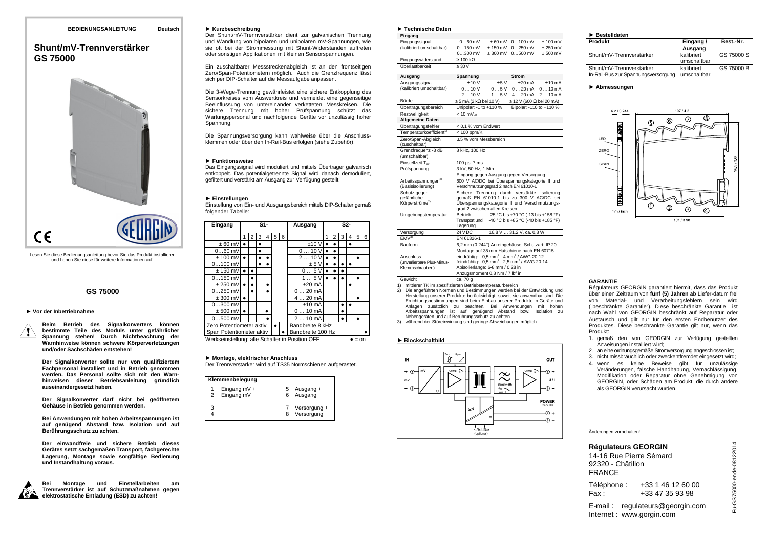**BEDIENUNGSANLEITUNG** **Deutsch**

# Shunt/mV-Trennverstärker GS 75000

CE

GEORGIN

Lesen Sie diese Bedienungsanleitung bevor Sie das Produkt installieren und heben Sie diese für weitere Informationen auf.

## GS 75000

### ► Vor der Inbetriebnahme

**Beim Betrieb des Signalkonverters können bestimmte Teile des Moduls unter gefährlicher Spannung stehen! Durch Nichtbeachtung der Warnhinweise können schwere Körperverletzungen und/oder Sachschäden entstehen!**

**Der Signalkonverter sollte nur von qualifiziertem Fachpersonal installiert und in Betrieb genommen werden. Das Personal sollte sich mit den Warnhinweisen dieser Betriebsanleitung gründlich auseinandergesetzt haben.**

**Der Signalkonverter darf nicht bei geöffnetem Gehäuse in Betrieb genommen werden.**

**Bei Anwendungen mit hohen Arbeitsspannungen ist auf genügend Abstand bzw. Isolation und auf Berührungsschutz zu achten.**

**Der einwandfreie und sichere Betrieb dieses Gerätes setzt sachgemäßen Transport, fachgerechte Lagerung, Montage sowie sorgfältige Bedienung und Instandhaltung voraus.**

**Bei Montage und Einstellarbeiten am Trennverstärker ist auf Schutzmaßnahmen gegen elektrostatische Entladung (ESD) zu achten!**

### ► Kurzbeschreibung

Der Shunt/mV-Trennverstärker dient zur galvanischen Trennung und Wandlung von bipolaren und unipolaren mV-Spannungen, wie sie oft bei der Strommessung mit Shunt-Widerständen auftreten oder sonstigen Applikationen mit kleinen Sensorspannungen.

Ein zuschaltbarer Messstreckenabgleich ist an den frontseitigen Zero/Span-Potentiometern möglich. Auch die Grenzfrequenz lässt sich per DIP-Schalter auf die Messaufgabe anpassen.

Die 3-Wege-Trennung gewährleistet eine sichere Entkopplung des Sensorkreises vom Auswertkreis und vermeidet eine gegenseitige Beeinflussung von untereinander verketteten Messkreisen. Die sichere Trennung mit hoher Prüfspannung schützt das Wartungspersonal und nachfolgende Geräte vor unzulässig hoher Spannung.

Die Spannungsversorgung kann wahlweise über die Anschlussklemmen oder über den In-Rail-Bus erfolgen (siehe Zubehör).

### ► Funktionsweise

Das Eingangssignal wird moduliert und mittels Übertrager galvanisch entkoppelt. Das potentialgetrennte Signal wird danach demoduliert, gefiltert und verstärkt am Ausgang zur Verfügung gestellt.

### ► Einstellungen

Einstellung von Ein- und Ausgangsbereich mittels DIP-Schalter gemäß folgender Tabelle:

| Eingang | S1- | | | | | | Ausgang | S2- | | | | | |
|---|---|---|---|---|---|---|---|---|---|---|---|---|---|
| | 1 | 2 | 3 | 4 | 5 | 6 | | 1 | 2 | 3 | 4 | 5 | 6 |
| ± 60 mV | ● | | ● | | | | ±10 V | ● | ● | | ● | | |
| 0…60 mV | | | ● | | | | 0 … 10 V | ● | ● | | | | |
| ± 100 mV | ● | | ● | ● | | | 2 … 10 V | ● | ● | | | ● | |
| 0…100 mV | | | ● | ● | | | ± 5 V | ● | ● | ● | ● | | |
| ± 150 mV | ● | ● | | | | | 0 … 5 V | ● | ● | ● | | | |
| 0…150 mV | | ● | | | | | 1 … 5 V | ● | ● | ● | | ● | |
| ± 250 mV | ● | ● | | ● | | | ±20 mA | | | | ● | | |
| 0…250 mV | | ● | | ● | | | 0 … 20 mA | | | | | | |
| ± 300 mV | ● | | | | | | 4 … 20 mA | | | | | ● | |
| 0…300 mV | | | | | | | ±10 mA | | | ● | ● | | |
| ± 500 mV | ● | | | ● | | | 0 … 10 mA | | | ● | | | |
| 0…500 mV | | | | ● | | | 2 … 10 mA | | | ● | | ● | |
| Zero Potentiometer aktiv | | | | | ● | | Bandbreite 8 kHz | | | | | | |
| Span Potentiometer aktiv | | | | | | ● | Bandbreite 100 Hz | | | | | | ● |

Werkseinstellung: alle Schalter in Position OFF ● = on

### ► Montage, elektrischer Anschluss

Der Trennverstärker wird auf TS35 Normschienen aufgerastet.

| Klemmenbelegung | | | |
|---|---|---|---|
| 1 | Eingang mV + | 5 | Ausgang + |
| 2 | Eingang mV − | 6 | Ausgang − |
| 3 | | 7 | Versorgung + |
| 4 | | 8 | Versorgung − |

### ► Technische Daten

| **Eingang** | | | | |
|---|---|---|---|---|
| Eingangssignal (kalibriert umschaltbar) | 0…60 mV<br>0…150 mV<br>0…300 mV | ± 60 mV<br>± 150 mV<br>± 300 mV | 0…100 mV<br>0…250 mV<br>0…500 mV | ± 100 mV<br>± 250 mV<br>± 500 mV |
| Eingangswiderstand | ≥ 100 kΩ | | | |
| Überlastbarkeit | ≤ 30 V | | | |
| **Ausgang** | **Spannung** | | **Strom** | |
| Ausgangssignal (kalibriert umschaltbar) | ±10 V<br>0 … 10 V<br>2 … 10 V | ±5 V<br>0 … 5 V<br>1 … 5 V | ±20 mA<br>0 … 20 mA<br>4 … 20 mA | ±10 mA<br>0 … 10 mA<br>2 … 10 mA |
| Bürde | ≤ 5 mA (2 kΩ bei 10 V) | | ≤ 12 V (600 Ω bei 20 mA) | |
| Übertragungsbereich | Unipolar: -1 to +110 % | | Bipolar: -110 to +110 % | |
| Restwelligkeit | < 10 $mV_{eff}$ | | | |
| **Allgemeine Daten** | | | | |
| Übertragungsfehler | < 0,1 % vom Endwert | | | |
| Temperaturkoeffizient[1] | < 100 ppm/K | | | |
| Zero/Span-Abgleich (zuschaltbar) | ±5 % vom Messbereich | | | |
| Grenzfrequenz -3 dB (umschaltbar) | 8 kHz, 100 Hz | | | |
| Einstellzeit $T_{99}$ | 100 µs, 7 ms | | | |
| Prüfspannung | 3 kV, 50 Hz, 1 Min.<br>Eingang gegen Ausgang gegen Versorgung | | | |
| Arbeitsspannungen[2] (Basisisolierung) | 600 V AC/DC bei Überspannungskategorie II und Verschmutzungsgrad 2 nach EN 61010-1 | | | |
| Schutz gegen gefährliche Körperströme[2] | Sichere Trennung durch verstärkte Isolierung gemäß EN 61010-1 bis zu 300 V AC/DC bei Überspannungskategorie II und Verschmutzungsgrad 2 zwischen allen Kreisen. | | | |
| Umgebungstemperatur | Betrieb -25 °C bis +70 °C (-13 bis +158 °F)<br>Transport und Lagerung -40 °C bis +85 °C (-40 bis +185 °F) | | | |
| Versorgung | 24 V DC | 16,8 V … 31,2 V, ca. 0,8 W | | |
| EMV[3] | EN 61326-1 | | | |
| Bauform | 6,2 mm (0.244'') Anreihgehäuse, Schutzart: IP 20<br>Montage auf 35 mm Hutschiene nach EN 60715 | | | |
| Anschluss (unverlierbare Plus-Minus-Klemmschrauben) | eindrähtig: 0,5 mm² - 4 mm² / AWG 20-12<br>feindrähtig: 0,5 mm² - 2,5 mm² / AWG 20-14<br>Abisolierlänge: 6-8 mm / 0.28 in<br>Anzugsmoment 0,8 Nm / 7 lbf in | | | |
| Gewicht | ca. 70 g | | | |

1) mittlerer TK im spezifizierten Betriebstemperaturbereich
2) Die angeführten Normen und Bestimmungen werden bei der Entwicklung und Herstellung unserer Produkte berücksichtigt, soweit sie anwendbar sind. Die Errichtungsbestimmungen sind beim Einbau unserer Produkte in Geräte und Anlagen zusätzlich zu beachten. Bei Anwendungen mit hohen Arbeitsspannungen ist auf genügend Abstand bzw. Isolation zu Nebengeräten und auf Berührungsschutz zu achten.
3) während der Störeinwirkung sind geringe Abweichungen möglich

### ► Blockschaltbild

IN
OUT
Zero Span
mV
U
Config
Config
U/I
Bandwidth
High
Low
POWER
24 V DC
In-Rail-Bus
(optional)

### ► Bestelldaten

| Produkt | Eingang / Ausgang | Best.-Nr. |
|---|---|---|
| Shunt/mV-Trennverstärker | kalibriert umschaltbar | GS 75000 S |
| Shunt/mV-Trennverstärker In-Rail-Bus zur Spannungsversorgung | kalibriert umschaltbar | GS 75000 B |

### ► Abmessungen

6,2 / 0.244
107 / 4.2
LED
ZERO
SPAN
96,5 / 3.8
mm / inch
101 / 3.98

### GARANTIE

Régulateurs GEORGIN garantiert hiermit, dass das Produkt über einen Zeitraum von **fünf (5) Jahren** ab Liefer-datum frei von Material- und Verarbeitungsfehlern sein wird („beschränkte Garantie"). Diese beschränkte Garantie ist nach Wahl von GEORGIN beschränkt auf Reparatur oder Austausch und gilt nur für den ersten Endbenutzer des Produktes. Diese beschränkte Garantie gilt nur, wenn das Produkt:

1. gemäß den von GEORGIN zur Verfügung gestellten Anweisungen installiert wird;
2. an eine ordnungsgemäße Stromversorgung angeschlossen ist;
3. nicht missbräuchlich oder zweckentfremdet eingesetzt wird;
4. wenn es keine Beweise gibt für unzulässige Veränderungen, falsche Handhabung, Vernachlässigung, Modifikation oder Reparatur ohne Genehmigung von GEORGIN, oder Schäden am Produkt, die durch andere als GEORGIN verursacht wurden.

Änderungen vorbehalten!

**Régulateurs GEORGIN**
14-16 Rue Pierre Sémard
92320 - Châtillon
FRANCE

Téléphone : +33 1 46 12 60 00
Fax : +33 47 35 93 98

E-mail : regulateurs@georgin.com
Internet : www.gorgin.com

Fu-GS75000-ende-08122014